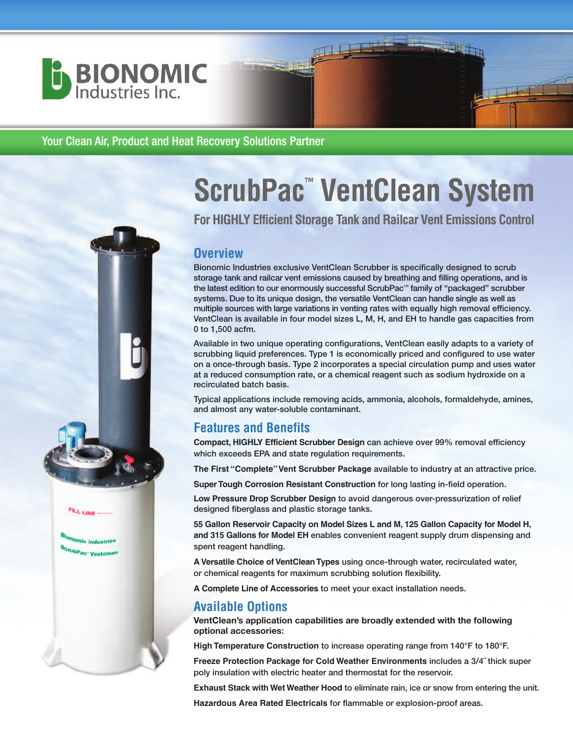# BIONOMIC Industries Inc.

Your Clean Air, Product and Heat Recovery Solutions Partner

# ScrubPac™ VentClean System

## For HIGHLY Efficient Storage Tank and Railcar Vent Emissions Control

## Overview

Bionomic Industries exclusive VentClean Scrubber is specifically designed to scrub storage tank and railcar vent emissions caused by breathing and filling operations, and is the latest edition to our enormously successful ScrubPac™ family of "packaged" scrubber systems. Due to its unique design, the versatile VentClean can handle single as well as multiple sources with large variations in venting rates with equally high removal efficiency. VentClean is available in four model sizes L, M, H, and EH to handle gas capacities from 0 to 1,500 acfm.

Available in two unique operating configurations, VentClean easily adapts to a variety of scrubbing liquid preferences. Type 1 is economically priced and configured to use water on a once-through basis. Type 2 incorporates a special circulation pump and uses water at a reduced consumption rate, or a chemical reagent such as sodium hydroxide on a recirculated batch basis.

Typical applications include removing acids, ammonia, alcohols, formaldehyde, amines, and almost any water-soluble contaminant.

## Features and Benefits

**Compact, HIGHLY Efficient Scrubber Design** can achieve over 99% removal efficiency which exceeds EPA and state regulation requirements.

**The First "Complete" Vent Scrubber Package** available to industry at an attractive price.

**Super Tough Corrosion Resistant Construction** for long lasting in-field operation.

**Low Pressure Drop Scrubber Design** to avoid dangerous over-pressurization of relief designed fiberglass and plastic storage tanks.

**55 Gallon Reservoir Capacity on Model Sizes L and M, 125 Gallon Capacity for Model H, and 315 Gallons for Model EH** enables convenient reagent supply drum dispensing and spent reagent handling.

**A Versatile Choice of VentClean Types** using once-through water, recirculated water, or chemical reagents for maximum scrubbing solution flexibility.

**A Complete Line of Accessories** to meet your exact installation needs.

## Available Options

**VentClean's application capabilities are broadly extended with the following optional accessories:**

**High Temperature Construction** to increase operating range from 140°F to 180°F.

**Freeze Protection Package for Cold Weather Environments** includes a 3/4˝ thick super poly insulation with electric heater and thermostat for the reservoir.

**Exhaust Stack with Wet Weather Hood** to eliminate rain, ice or snow from entering the unit.

**Hazardous Area Rated Electricals** for flammable or explosion-proof areas.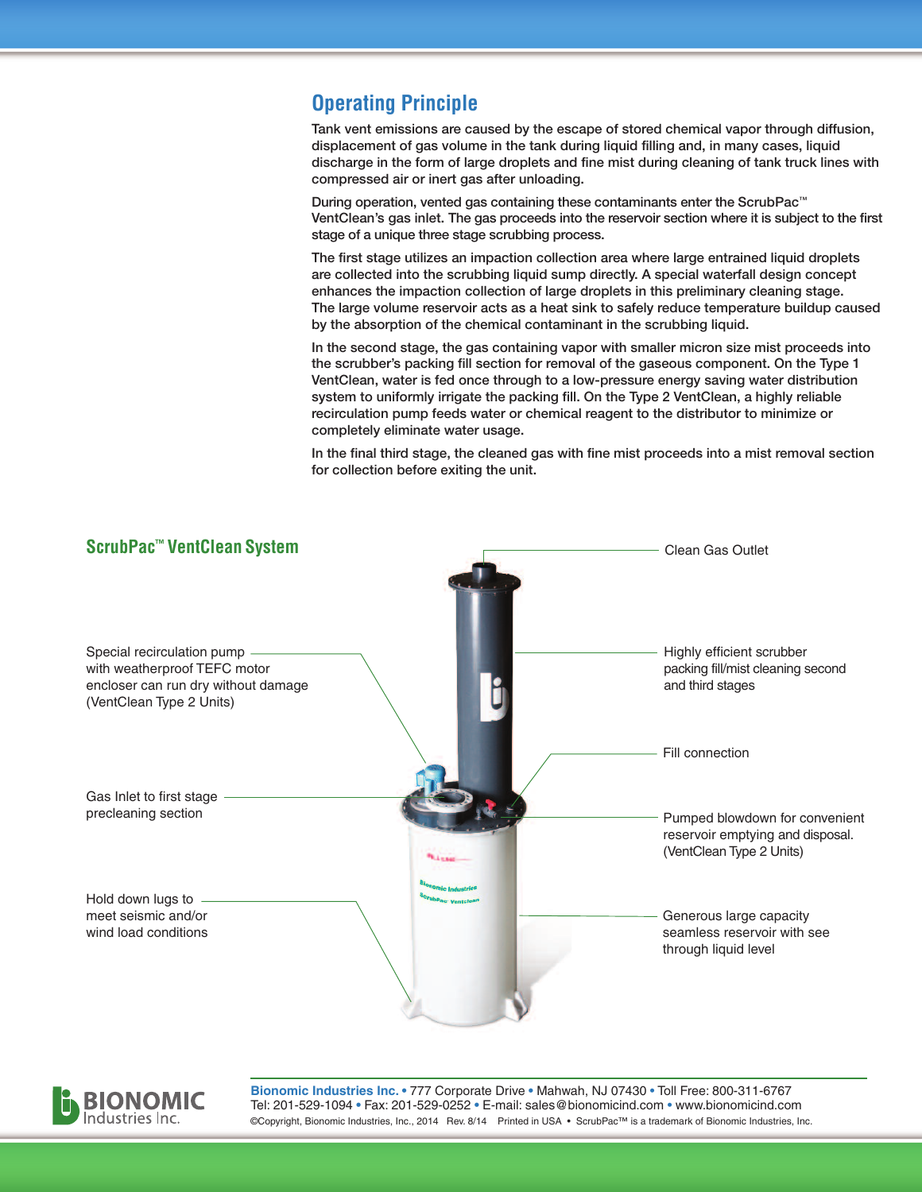## Operating Principle

Tank vent emissions are caused by the escape of stored chemical vapor through diffusion, displacement of gas volume in the tank during liquid filling and, in many cases, liquid discharge in the form of large droplets and fine mist during cleaning of tank truck lines with compressed air or inert gas after unloading.

During operation, vented gas containing these contaminants enter the ScrubPac™ VentClean's gas inlet. The gas proceeds into the reservoir section where it is subject to the first stage of a unique three stage scrubbing process.

The first stage utilizes an impaction collection area where large entrained liquid droplets are collected into the scrubbing liquid sump directly. A special waterfall design concept enhances the impaction collection of large droplets in this preliminary cleaning stage. The large volume reservoir acts as a heat sink to safely reduce temperature buildup caused by the absorption of the chemical contaminant in the scrubbing liquid.

In the second stage, the gas containing vapor with smaller micron size mist proceeds into the scrubber's packing fill section for removal of the gaseous component. On the Type 1 VentClean, water is fed once through to a low-pressure energy saving water distribution system to uniformly irrigate the packing fill. On the Type 2 VentClean, a highly reliable recirculation pump feeds water or chemical reagent to the distributor to minimize or completely eliminate water usage.

In the final third stage, the cleaned gas with fine mist proceeds into a mist removal section for collection before exiting the unit.

## ScrubPac™ VentClean System

Clean Gas Outlet

Special recirculation pump with weatherproof TEFC motor encloser can run dry without damage (VentClean Type 2 Units)

Highly efficient scrubber packing fill/mist cleaning second and third stages

Fill connection

Gas Inlet to first stage precleaning section

Pumped blowdown for convenient reservoir emptying and disposal. (VentClean Type 2 Units)

Hold down lugs to meet seismic and/or wind load conditions

Generous large capacity seamless reservoir with see through liquid level

**Bionomic Industries Inc.** • 777 Corporate Drive • Mahwah, NJ 07430 • Toll Free: 800-311-6767
Tel: 201-529-1094 • Fax: 201-529-0252 • E-mail: sales@bionomicind.com • www.bionomicind.com
©Copyright, Bionomic Industries, Inc., 2014 Rev. 8/14 Printed in USA • ScrubPac™ is a trademark of Bionomic Industries, Inc.